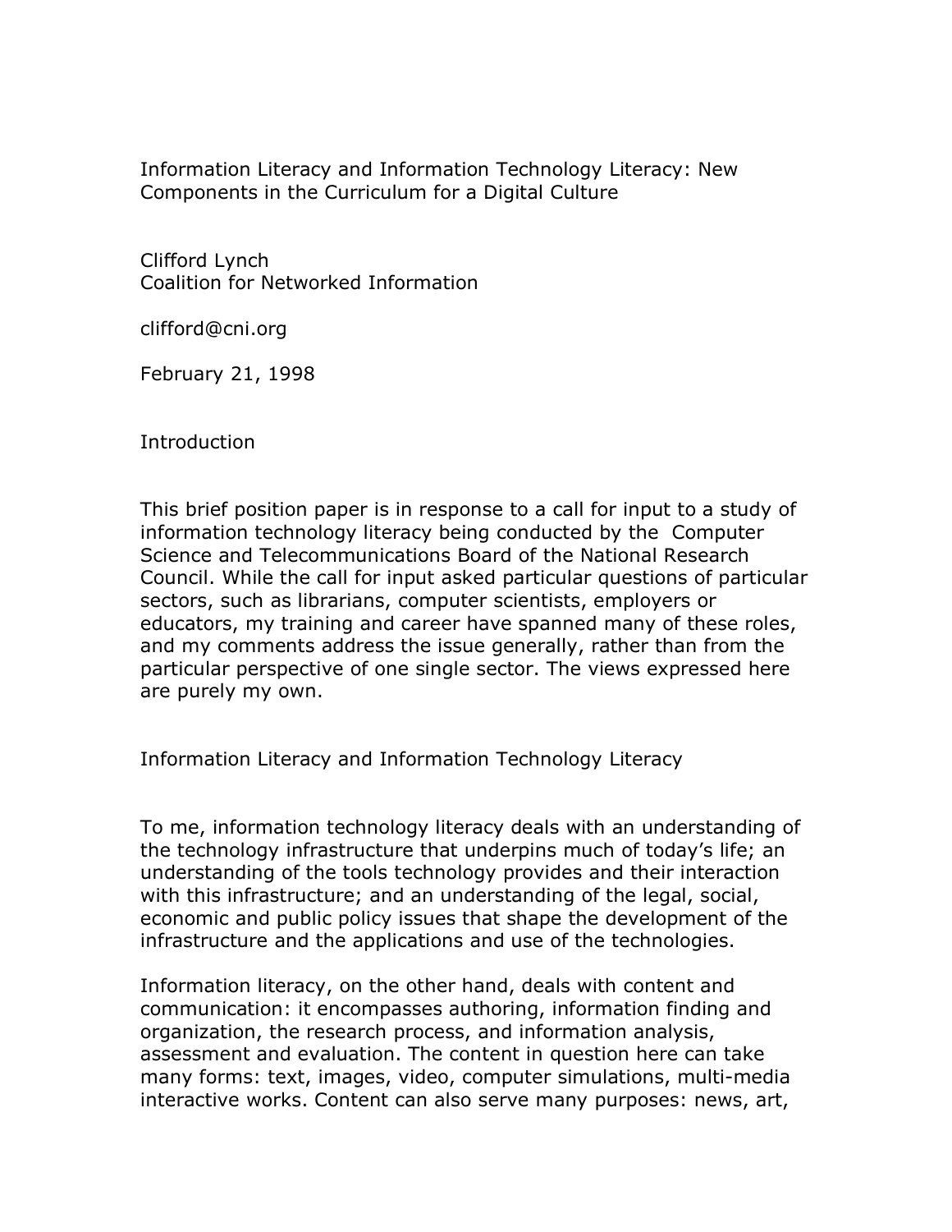# Information Literacy and Information Technology Literacy: New Components in the Curriculum for a Digital Culture

Clifford Lynch
Coalition for Networked Information

clifford@cni.org

February 21, 1998

## Introduction

This brief position paper is in response to a call for input to a study of information technology literacy being conducted by the Computer Science and Telecommunications Board of the National Research Council. While the call for input asked particular questions of particular sectors, such as librarians, computer scientists, employers or educators, my training and career have spanned many of these roles, and my comments address the issue generally, rather than from the particular perspective of one single sector. The views expressed here are purely my own.

## Information Literacy and Information Technology Literacy

To me, information technology literacy deals with an understanding of the technology infrastructure that underpins much of today's life; an understanding of the tools technology provides and their interaction with this infrastructure; and an understanding of the legal, social, economic and public policy issues that shape the development of the infrastructure and the applications and use of the technologies.

Information literacy, on the other hand, deals with content and communication: it encompasses authoring, information finding and organization, the research process, and information analysis, assessment and evaluation. The content in question here can take many forms: text, images, video, computer simulations, multi-media interactive works. Content can also serve many purposes: news, art,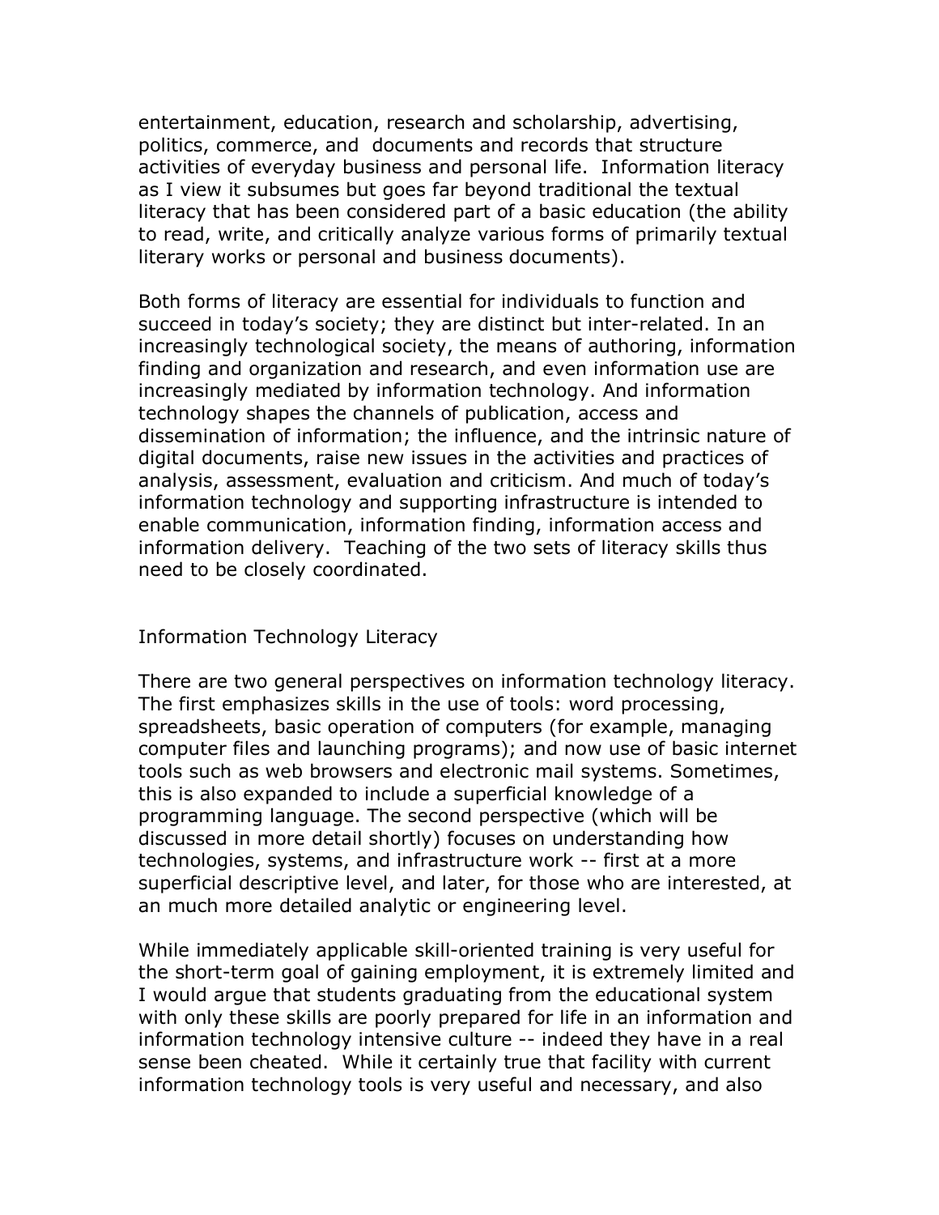entertainment, education, research and scholarship, advertising, politics, commerce, and documents and records that structure activities of everyday business and personal life. Information literacy as I view it subsumes but goes far beyond traditional the textual literacy that has been considered part of a basic education (the ability to read, write, and critically analyze various forms of primarily textual literary works or personal and business documents).

Both forms of literacy are essential for individuals to function and succeed in today's society; they are distinct but inter-related. In an increasingly technological society, the means of authoring, information finding and organization and research, and even information use are increasingly mediated by information technology. And information technology shapes the channels of publication, access and dissemination of information; the influence, and the intrinsic nature of digital documents, raise new issues in the activities and practices of analysis, assessment, evaluation and criticism. And much of today's information technology and supporting infrastructure is intended to enable communication, information finding, information access and information delivery. Teaching of the two sets of literacy skills thus need to be closely coordinated.

## Information Technology Literacy

There are two general perspectives on information technology literacy. The first emphasizes skills in the use of tools: word processing, spreadsheets, basic operation of computers (for example, managing computer files and launching programs); and now use of basic internet tools such as web browsers and electronic mail systems. Sometimes, this is also expanded to include a superficial knowledge of a programming language. The second perspective (which will be discussed in more detail shortly) focuses on understanding how technologies, systems, and infrastructure work -- first at a more superficial descriptive level, and later, for those who are interested, at an much more detailed analytic or engineering level.

While immediately applicable skill-oriented training is very useful for the short-term goal of gaining employment, it is extremely limited and I would argue that students graduating from the educational system with only these skills are poorly prepared for life in an information and information technology intensive culture -- indeed they have in a real sense been cheated. While it certainly true that facility with current information technology tools is very useful and necessary, and also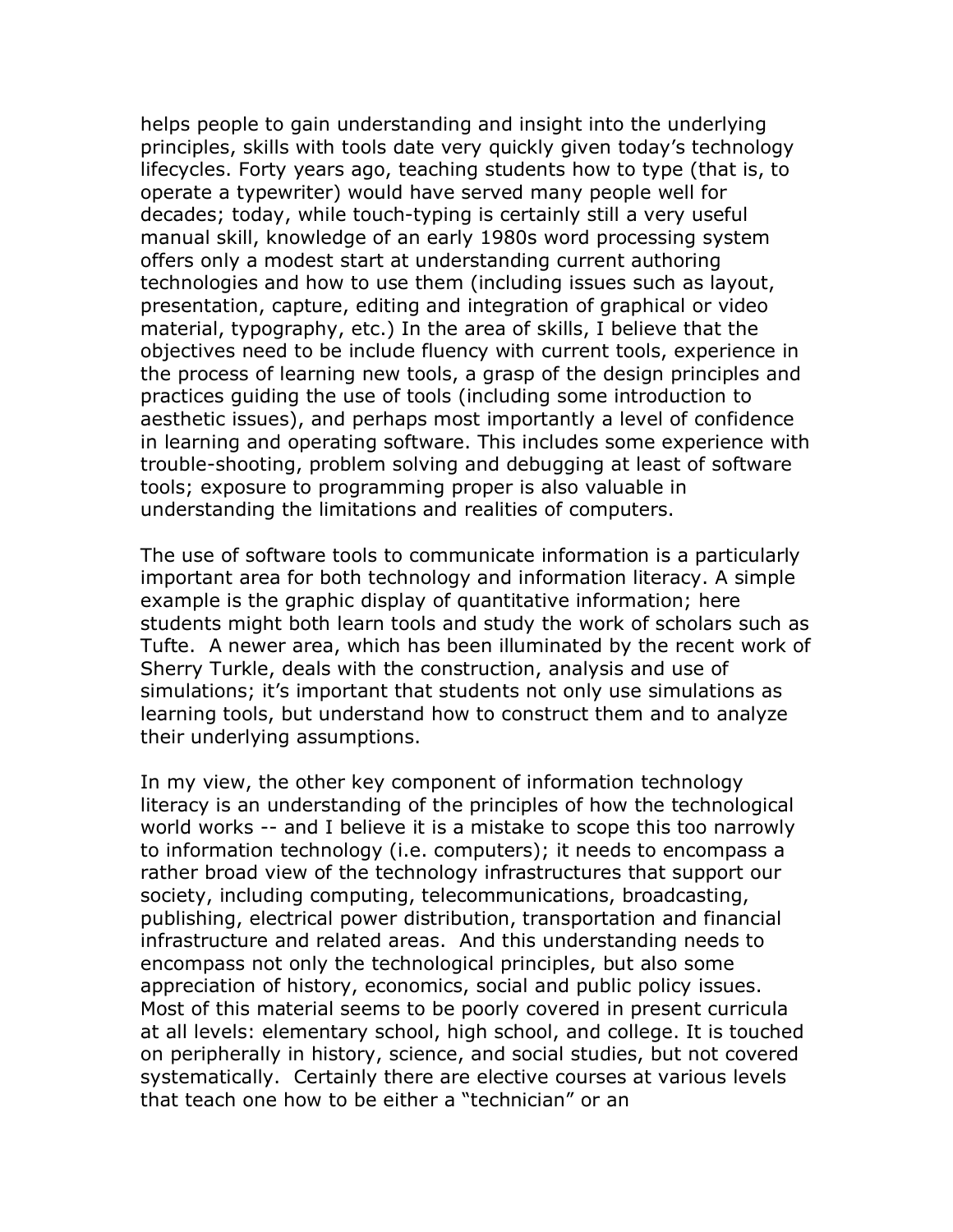helps people to gain understanding and insight into the underlying principles, skills with tools date very quickly given today's technology lifecycles. Forty years ago, teaching students how to type (that is, to operate a typewriter) would have served many people well for decades; today, while touch-typing is certainly still a very useful manual skill, knowledge of an early 1980s word processing system offers only a modest start at understanding current authoring technologies and how to use them (including issues such as layout, presentation, capture, editing and integration of graphical or video material, typography, etc.) In the area of skills, I believe that the objectives need to be include fluency with current tools, experience in the process of learning new tools, a grasp of the design principles and practices guiding the use of tools (including some introduction to aesthetic issues), and perhaps most importantly a level of confidence in learning and operating software. This includes some experience with trouble-shooting, problem solving and debugging at least of software tools; exposure to programming proper is also valuable in understanding the limitations and realities of computers.

The use of software tools to communicate information is a particularly important area for both technology and information literacy. A simple example is the graphic display of quantitative information; here students might both learn tools and study the work of scholars such as Tufte. A newer area, which has been illuminated by the recent work of Sherry Turkle, deals with the construction, analysis and use of simulations; it's important that students not only use simulations as learning tools, but understand how to construct them and to analyze their underlying assumptions.

In my view, the other key component of information technology literacy is an understanding of the principles of how the technological world works -- and I believe it is a mistake to scope this too narrowly to information technology (i.e. computers); it needs to encompass a rather broad view of the technology infrastructures that support our society, including computing, telecommunications, broadcasting, publishing, electrical power distribution, transportation and financial infrastructure and related areas. And this understanding needs to encompass not only the technological principles, but also some appreciation of history, economics, social and public policy issues. Most of this material seems to be poorly covered in present curricula at all levels: elementary school, high school, and college. It is touched on peripherally in history, science, and social studies, but not covered systematically. Certainly there are elective courses at various levels that teach one how to be either a "technician" or an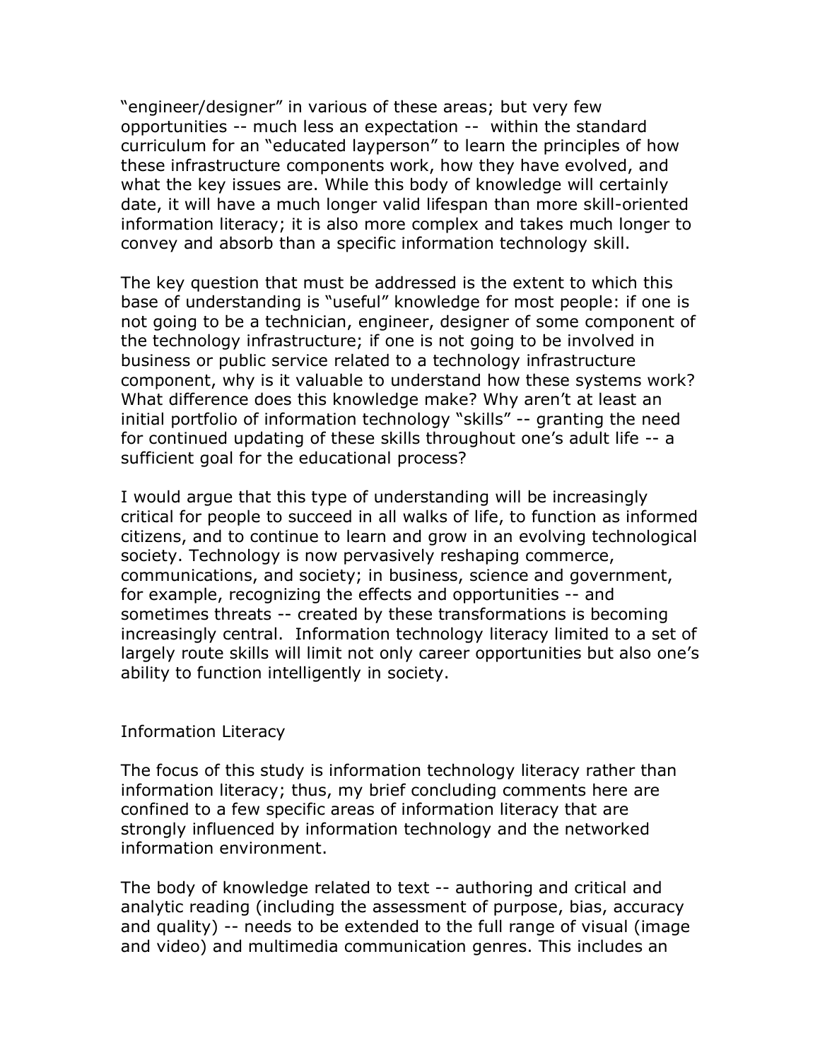"engineer/designer" in various of these areas; but very few opportunities -- much less an expectation -- within the standard curriculum for an "educated layperson" to learn the principles of how these infrastructure components work, how they have evolved, and what the key issues are. While this body of knowledge will certainly date, it will have a much longer valid lifespan than more skill-oriented information literacy; it is also more complex and takes much longer to convey and absorb than a specific information technology skill.

The key question that must be addressed is the extent to which this base of understanding is "useful" knowledge for most people: if one is not going to be a technician, engineer, designer of some component of the technology infrastructure; if one is not going to be involved in business or public service related to a technology infrastructure component, why is it valuable to understand how these systems work? What difference does this knowledge make? Why aren't at least an initial portfolio of information technology "skills" -- granting the need for continued updating of these skills throughout one's adult life -- a sufficient goal for the educational process?

I would argue that this type of understanding will be increasingly critical for people to succeed in all walks of life, to function as informed citizens, and to continue to learn and grow in an evolving technological society. Technology is now pervasively reshaping commerce, communications, and society; in business, science and government, for example, recognizing the effects and opportunities -- and sometimes threats -- created by these transformations is becoming increasingly central. Information technology literacy limited to a set of largely route skills will limit not only career opportunities but also one's ability to function intelligently in society.

## Information Literacy

The focus of this study is information technology literacy rather than information literacy; thus, my brief concluding comments here are confined to a few specific areas of information literacy that are strongly influenced by information technology and the networked information environment.

The body of knowledge related to text -- authoring and critical and analytic reading (including the assessment of purpose, bias, accuracy and quality) -- needs to be extended to the full range of visual (image and video) and multimedia communication genres. This includes an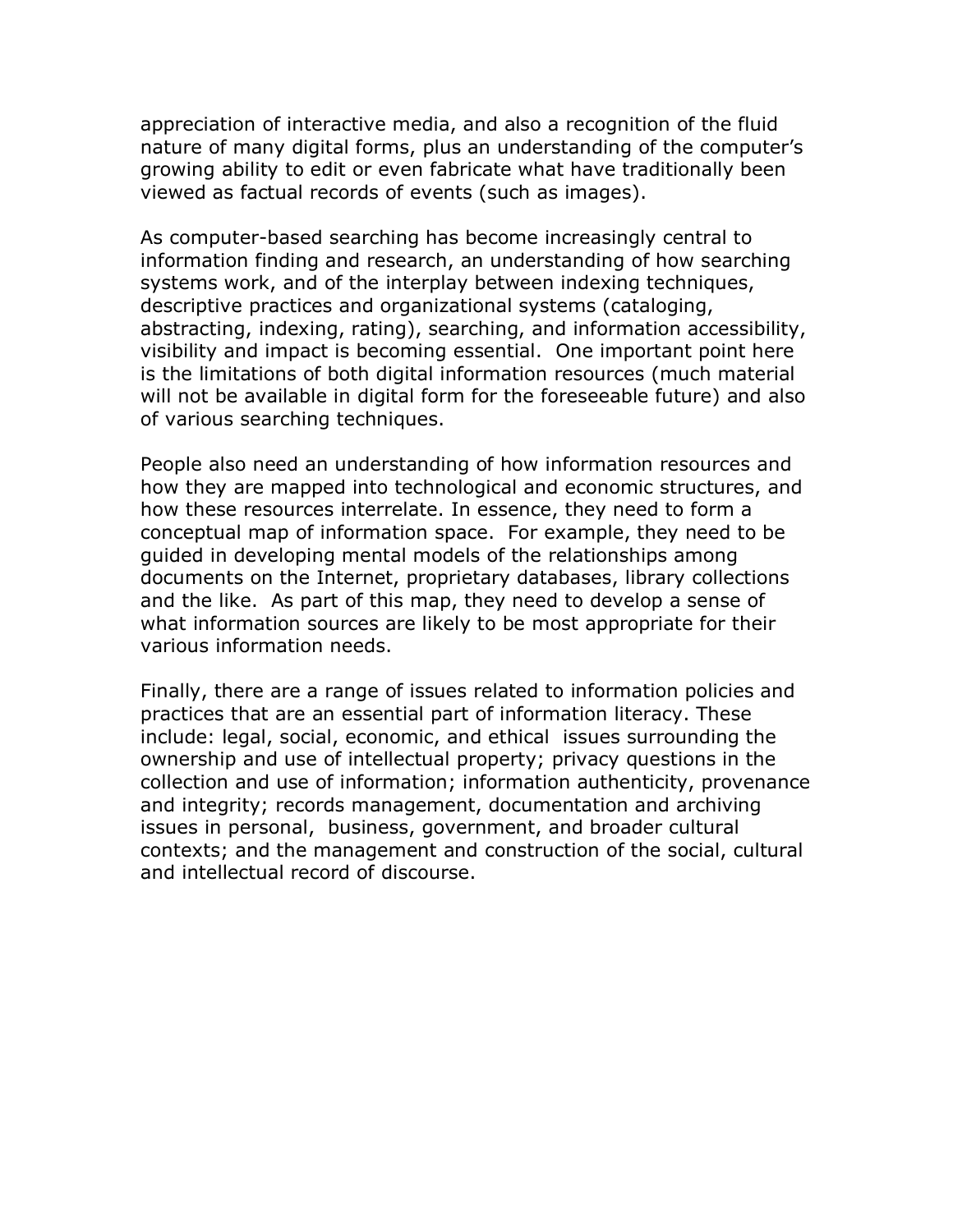appreciation of interactive media, and also a recognition of the fluid nature of many digital forms, plus an understanding of the computer's growing ability to edit or even fabricate what have traditionally been viewed as factual records of events (such as images).

As computer-based searching has become increasingly central to information finding and research, an understanding of how searching systems work, and of the interplay between indexing techniques, descriptive practices and organizational systems (cataloging, abstracting, indexing, rating), searching, and information accessibility, visibility and impact is becoming essential. One important point here is the limitations of both digital information resources (much material will not be available in digital form for the foreseeable future) and also of various searching techniques.

People also need an understanding of how information resources and how they are mapped into technological and economic structures, and how these resources interrelate. In essence, they need to form a conceptual map of information space. For example, they need to be guided in developing mental models of the relationships among documents on the Internet, proprietary databases, library collections and the like. As part of this map, they need to develop a sense of what information sources are likely to be most appropriate for their various information needs.

Finally, there are a range of issues related to information policies and practices that are an essential part of information literacy. These include: legal, social, economic, and ethical issues surrounding the ownership and use of intellectual property; privacy questions in the collection and use of information; information authenticity, provenance and integrity; records management, documentation and archiving issues in personal, business, government, and broader cultural contexts; and the management and construction of the social, cultural and intellectual record of discourse.